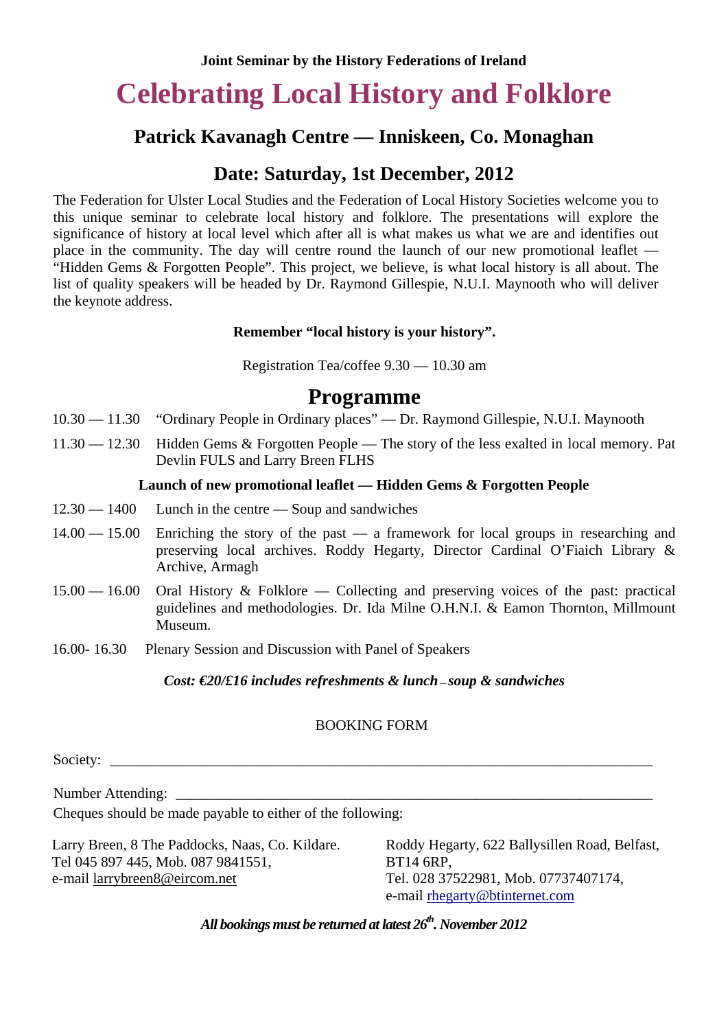**Joint Seminar by the History Federations of Ireland**

# Celebrating Local History and Folklore

## Patrick Kavanagh Centre — Inniskeen, Co. Monaghan

## Date: Saturday, 1st December, 2012

The Federation for Ulster Local Studies and the Federation of Local History Societies welcome you to this unique seminar to celebrate local history and folklore. The presentations will explore the significance of history at local level which after all is what makes us what we are and identifies out place in the community. The day will centre round the launch of our new promotional leaflet — "Hidden Gems & Forgotten People". This project, we believe, is what local history is all about. The list of quality speakers will be headed by Dr. Raymond Gillespie, N.U.I. Maynooth who will deliver the keynote address.

**Remember "local history is your history".**

Registration Tea/coffee 9.30 — 10.30 am

## Programme

10.30 — 11.30 "Ordinary People in Ordinary places" — Dr. Raymond Gillespie, N.U.I. Maynooth

11.30 — 12.30 Hidden Gems & Forgotten People — The story of the less exalted in local memory. Pat Devlin FULS and Larry Breen FLHS

**Launch of new promotional leaflet — Hidden Gems & Forgotten People**

12.30 — 1400 Lunch in the centre — Soup and sandwiches

14.00 — 15.00 Enriching the story of the past — a framework for local groups in researching and preserving local archives. Roddy Hegarty, Director Cardinal O'Fiaich Library & Archive, Armagh

15.00 — 16.00 Oral History & Folklore — Collecting and preserving voices of the past: practical guidelines and methodologies. Dr. Ida Milne O.H.N.I. & Eamon Thornton, Millmount Museum.

16.00- 16.30 Plenary Session and Discussion with Panel of Speakers

***Cost: €20/£16 includes refreshments & lunch – soup & sandwiches***

BOOKING FORM

Society: ______________________________________________________________________

Number Attending: ______________________________________________________________

Cheques should be made payable to either of the following:

Larry Breen, 8 The Paddocks, Naas, Co. Kildare.
Tel 045 897 445, Mob. 087 9841551,
e-mail larrybreen8@eircom.net

Roddy Hegarty, 622 Ballysillen Road, Belfast, BT14 6RP,
Tel. 028 37522981, Mob. 07737407174,
e-mail rhegarty@btinternet.com

***All bookings must be returned at latest 26th. November 2012***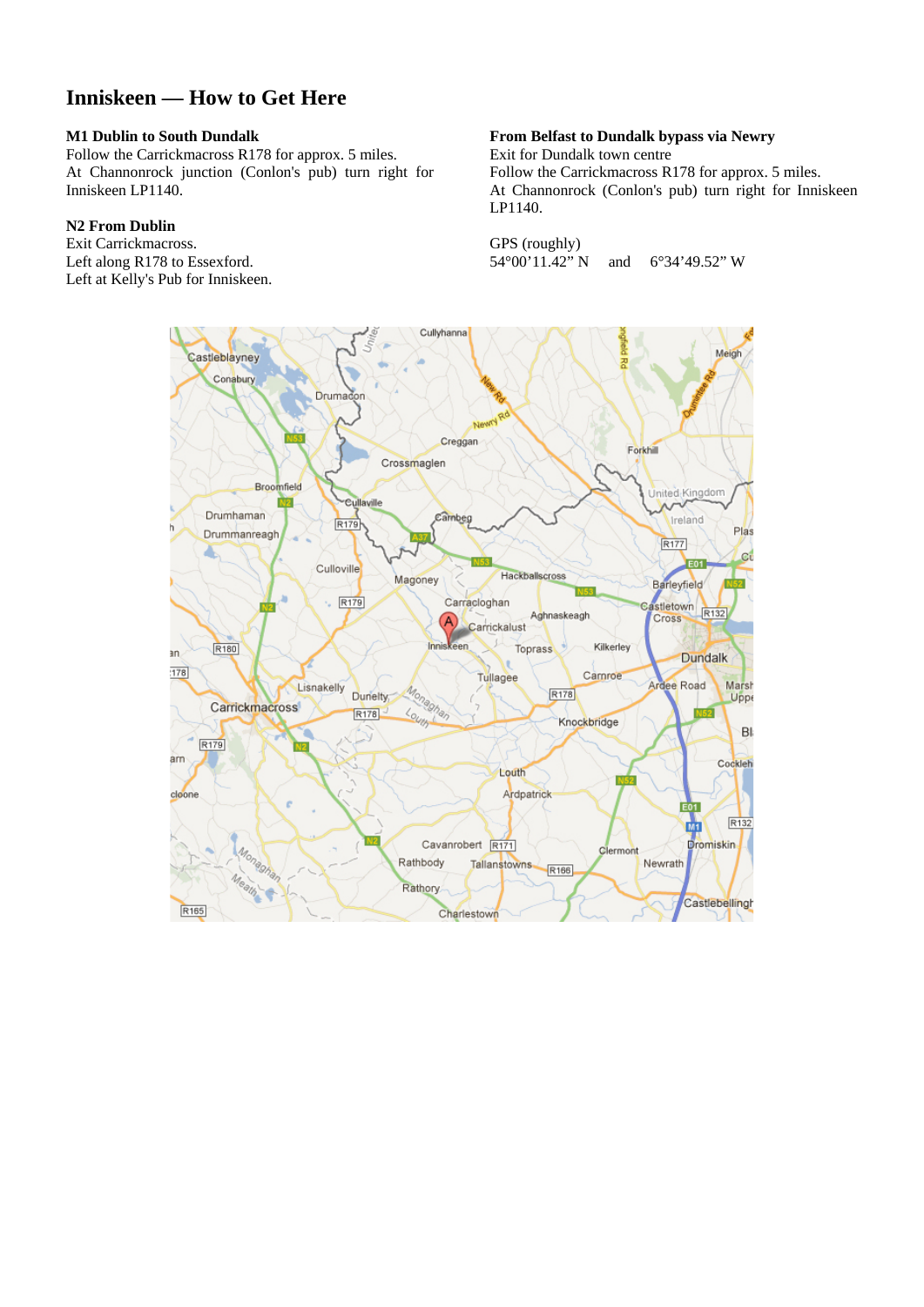# Inniskeen — How to Get Here

**M1 Dublin to South Dundalk**
Follow the Carrickmacross R178 for approx. 5 miles.
At Channonrock junction (Conlon's pub) turn right for Inniskeen LP1140.

**N2 From Dublin**
Exit Carrickmacross.
Left along R178 to Essexford.
Left at Kelly's Pub for Inniskeen.

**From Belfast to Dundalk bypass via Newry**
Exit for Dundalk town centre
Follow the Carrickmacross R178 for approx. 5 miles.
At Channonrock (Conlon's pub) turn right for Inniskeen LP1140.

GPS (roughly)
54°00'11.42" N and 6°34'49.52" W